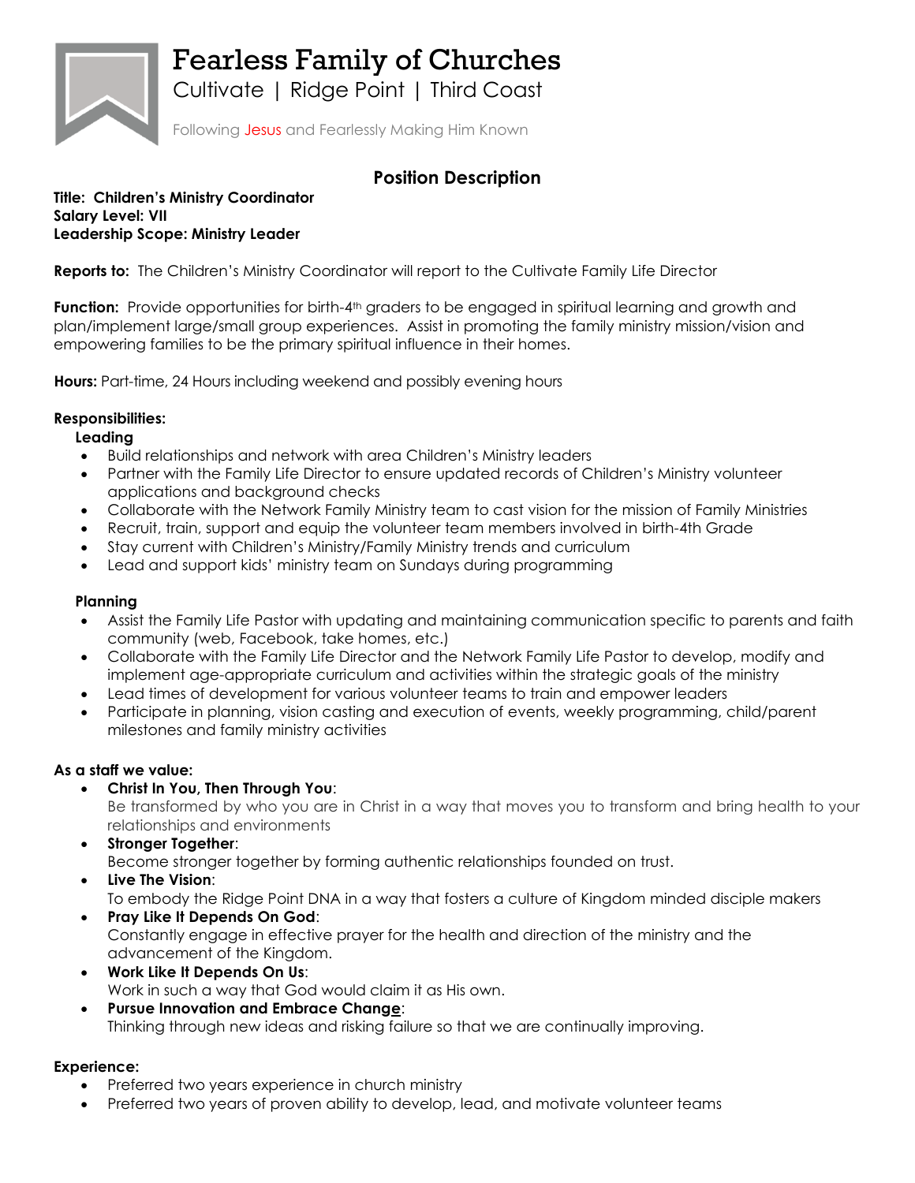# Fearless Family of Churches

Cultivate | Ridge Point | Third Coast

Following Jesus and Fearlessly Making Him Known

## Position Description

**Title: Children's Ministry Coordinator**
**Salary Level: VII**
**Leadership Scope: Ministry Leader**

**Reports to:** The Children's Ministry Coordinator will report to the Cultivate Family Life Director

**Function:** Provide opportunities for birth-4th graders to be engaged in spiritual learning and growth and plan/implement large/small group experiences. Assist in promoting the family ministry mission/vision and empowering families to be the primary spiritual influence in their homes.

**Hours:** Part-time, 24 Hours including weekend and possibly evening hours

**Responsibilities:**

**Leading**

- Build relationships and network with area Children's Ministry leaders
- Partner with the Family Life Director to ensure updated records of Children's Ministry volunteer applications and background checks
- Collaborate with the Network Family Ministry team to cast vision for the mission of Family Ministries
- Recruit, train, support and equip the volunteer team members involved in birth-4th Grade
- Stay current with Children's Ministry/Family Ministry trends and curriculum
- Lead and support kids' ministry team on Sundays during programming

**Planning**

- Assist the Family Life Pastor with updating and maintaining communication specific to parents and faith community (web, Facebook, take homes, etc.)
- Collaborate with the Family Life Director and the Network Family Life Pastor to develop, modify and implement age-appropriate curriculum and activities within the strategic goals of the ministry
- Lead times of development for various volunteer teams to train and empower leaders
- Participate in planning, vision casting and execution of events, weekly programming, child/parent milestones and family ministry activities

**As a staff we value:**

- **Christ In You, Then Through You**:
  Be transformed by who you are in Christ in a way that moves you to transform and bring health to your relationships and environments
- **Stronger Together**:
  Become stronger together by forming authentic relationships founded on trust.
- **Live The Vision**:
  To embody the Ridge Point DNA in a way that fosters a culture of Kingdom minded disciple makers
- **Pray Like It Depends On God**:
  Constantly engage in effective prayer for the health and direction of the ministry and the advancement of the Kingdom.
- **Work Like It Depends On Us**:
  Work in such a way that God would claim it as His own.
- **Pursue Innovation and Embrace Change**:
  Thinking through new ideas and risking failure so that we are continually improving.

**Experience:**

- Preferred two years experience in church ministry
- Preferred two years of proven ability to develop, lead, and motivate volunteer teams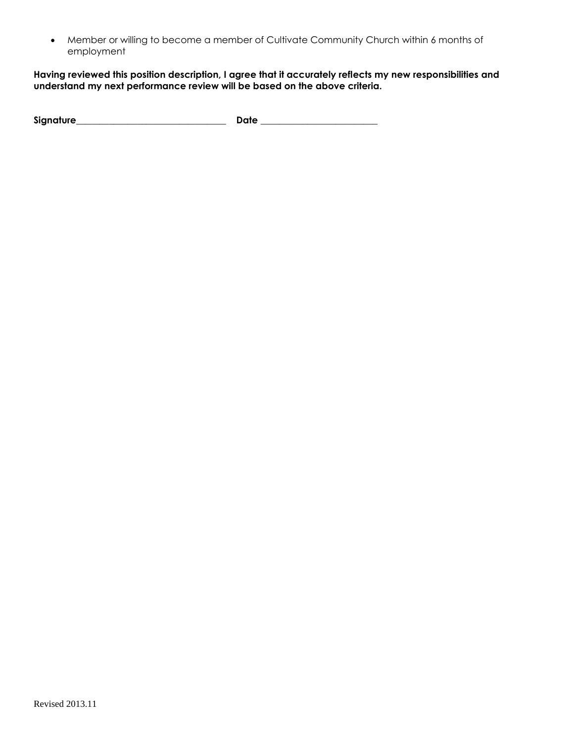- Member or willing to become a member of Cultivate Community Church within 6 months of employment

**Having reviewed this position description, I agree that it accurately reflects my new responsibilities and understand my next performance review will be based on the above criteria.**

**Signature**_________________________________ **Date** __________________________

Revised 2013.11